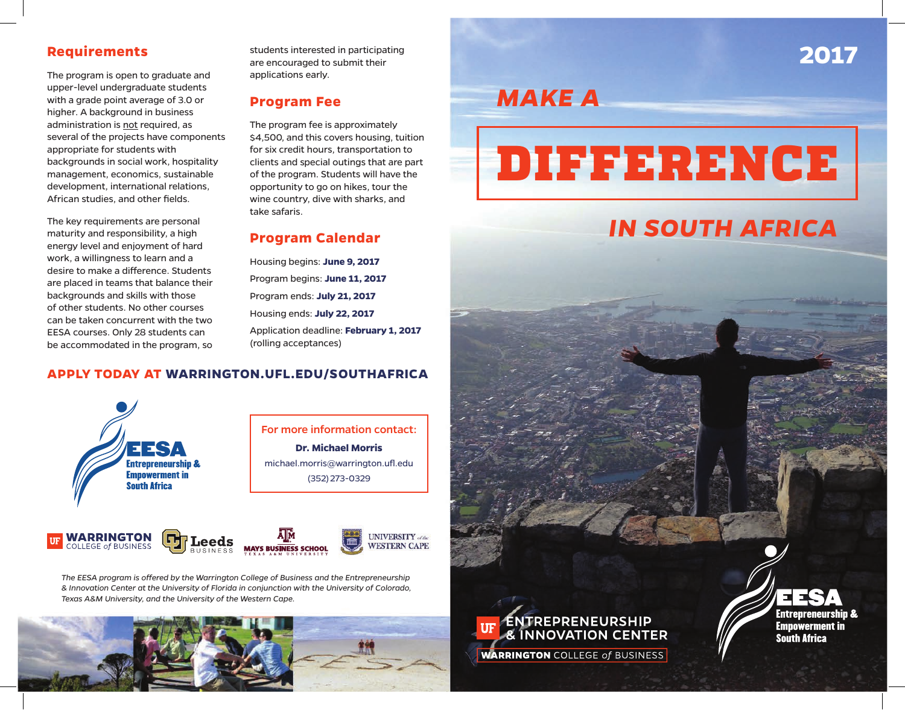## Requirements

The program is open to graduate and upper-level undergraduate students with a grade point average of 3.0 or higher. A background in business administration is not required, as several of the projects have components appropriate for students with backgrounds in social work, hospitality management, economics, sustainable development, international relations, African studies, and other fields.

The key requirements are personal maturity and responsibility, a high energy level and enjoyment of hard work, a willingness to learn and a desire to make a difference. Students are placed in teams that balance their backgrounds and skills with those of other students. No other courses can be taken concurrent with the two EESA courses. Only 28 students can be accommodated in the program, so students interested in participating are encouraged to submit their applications early.

## Program Fee

The program fee is approximately $4,500, and this covers housing, tuition for six credit hours, transportation to clients and special outings that are part of the program. Students will have the opportunity to go on hikes, tour the wine country, dive with sharks, and take safaris.

## Program Calendar

Housing begins: **June 9, 2017**

Program begins: **June 11, 2017**

Program ends: **July 21, 2017**

Housing ends: **July 22, 2017**

Application deadline: **February 1, 2017** (rolling acceptances)

**APPLY TODAY AT WARRINGTON.UFL.EDU/SOUTHAFRICA**

EESA Entrepreneurship & Empowerment in South Africa

**For more information contact:**

**Dr. Michael Morris**
michael.morris@warrington.ufl.edu
(352) 273-0329

UF WARRINGTON COLLEGE *of* BUSINESS | Leeds BUSINESS | MAYS BUSINESS SCHOOL TEXAS A&M UNIVERSITY | UNIVERSITY *of the* WESTERN CAPE

*The EESA program is offered by the Warrington College of Business and the Entrepreneurship & Innovation Center at the University of Florida in conjunction with the University of Colorado, Texas A&M University, and the University of the Western Cape.*

# 2017

# MAKE A DIFFERENCE IN SOUTH AFRICA

UF ENTREPRENEURSHIP & INNOVATION CENTER
WARRINGTON COLLEGE *of* BUSINESS

EESA Entrepreneurship & Empowerment in South Africa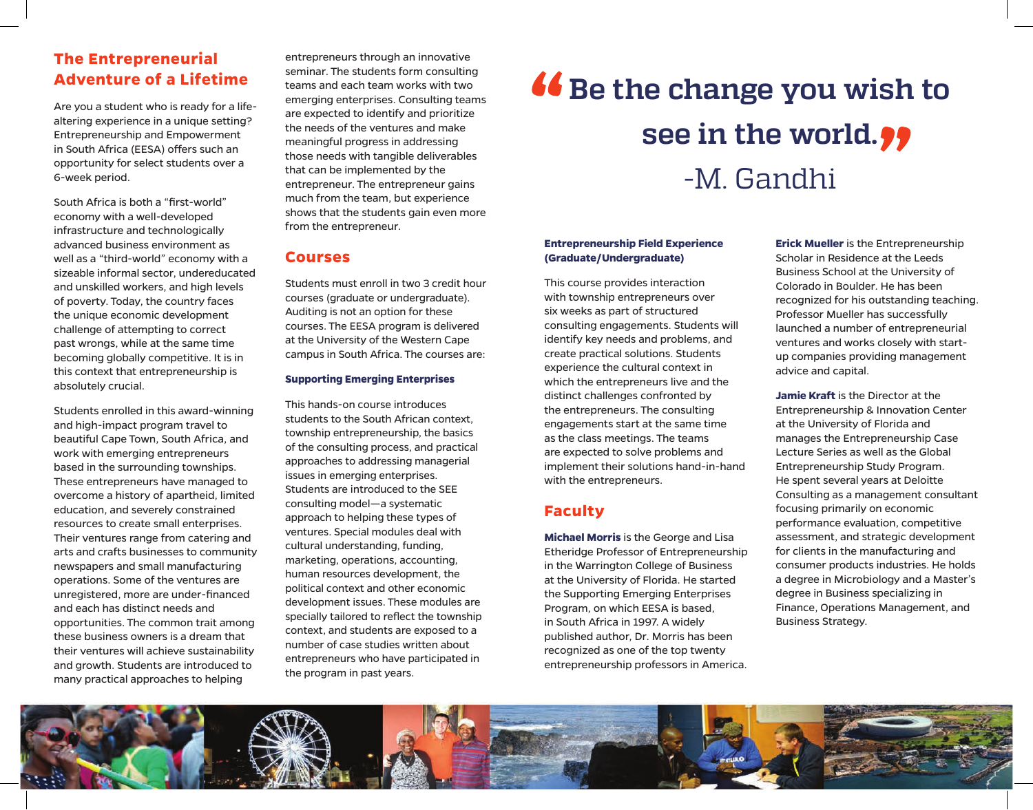## The Entrepreneurial Adventure of a Lifetime

Are you a student who is ready for a life-altering experience in a unique setting? Entrepreneurship and Empowerment in South Africa (EESA) offers such an opportunity for select students over a 6-week period.

South Africa is both a "first-world" economy with a well-developed infrastructure and technologically advanced business environment as well as a "third-world" economy with a sizeable informal sector, undereducated and unskilled workers, and high levels of poverty. Today, the country faces the unique economic development challenge of attempting to correct past wrongs, while at the same time becoming globally competitive. It is in this context that entrepreneurship is absolutely crucial.

Students enrolled in this award-winning and high-impact program travel to beautiful Cape Town, South Africa, and work with emerging entrepreneurs based in the surrounding townships. These entrepreneurs have managed to overcome a history of apartheid, limited education, and severely constrained resources to create small enterprises. Their ventures range from catering and arts and crafts businesses to community newspapers and small manufacturing operations. Some of the ventures are unregistered, more are under-financed and each has distinct needs and opportunities. The common trait among these business owners is a dream that their ventures will achieve sustainability and growth. Students are introduced to many practical approaches to helping entrepreneurs through an innovative seminar. The students form consulting teams and each team works with two emerging enterprises. Consulting teams are expected to identify and prioritize the needs of the ventures and make meaningful progress in addressing those needs with tangible deliverables that can be implemented by the entrepreneur. The entrepreneur gains much from the team, but experience shows that the students gain even more from the entrepreneur.

## Courses

Students must enroll in two 3 credit hour courses (graduate or undergraduate). Auditing is not an option for these courses. The EESA program is delivered at the University of the Western Cape campus in South Africa. The courses are:

**Supporting Emerging Enterprises**

This hands-on course introduces students to the South African context, township entrepreneurship, the basics of the consulting process, and practical approaches to addressing managerial issues in emerging enterprises. Students are introduced to the SEE consulting model—a systematic approach to helping these types of ventures. Special modules deal with cultural understanding, funding, marketing, operations, accounting, human resources development, the political context and other economic development issues. These modules are specially tailored to reflect the township context, and students are exposed to a number of case studies written about entrepreneurs who have participated in the program in past years.

> **"Be the change you wish to see in the world."**
> -M. Gandhi

**Entrepreneurship Field Experience (Graduate/Undergraduate)**

This course provides interaction with township entrepreneurs over six weeks as part of structured consulting engagements. Students will identify key needs and problems, and create practical solutions. Students experience the cultural context in which the entrepreneurs live and the distinct challenges confronted by the entrepreneurs. The consulting engagements start at the same time as the class meetings. The teams are expected to solve problems and implement their solutions hand-in-hand with the entrepreneurs.

## Faculty

**Michael Morris** is the George and Lisa Etheridge Professor of Entrepreneurship in the Warrington College of Business at the University of Florida. He started the Supporting Emerging Enterprises Program, on which EESA is based, in South Africa in 1997. A widely published author, Dr. Morris has been recognized as one of the top twenty entrepreneurship professors in America.

**Erick Mueller** is the Entrepreneurship Scholar in Residence at the Leeds Business School at the University of Colorado in Boulder. He has been recognized for his outstanding teaching. Professor Mueller has successfully launched a number of entrepreneurial ventures and works closely with start-up companies providing management advice and capital.

**Jamie Kraft** is the Director at the Entrepreneurship & Innovation Center at the University of Florida and manages the Entrepreneurship Case Lecture Series as well as the Global Entrepreneurship Study Program. He spent several years at Deloitte Consulting as a management consultant focusing primarily on economic performance evaluation, competitive assessment, and strategic development for clients in the manufacturing and consumer products industries. He holds a degree in Microbiology and a Master's degree in Business specializing in Finance, Operations Management, and Business Strategy.